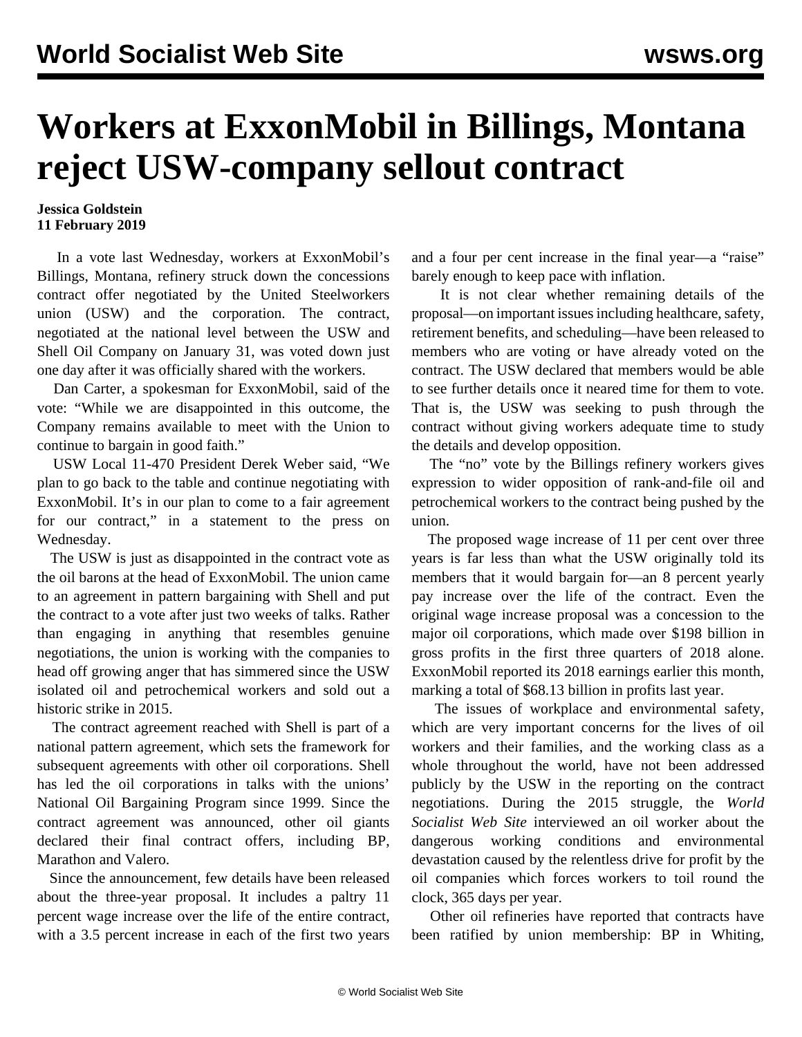# Workers at ExxonMobil in Billings, Montana reject USW-company sellout contract

**Jessica Goldstein**
**11 February 2019**

In a vote last Wednesday, workers at ExxonMobil's Billings, Montana, refinery struck down the concessions contract offer negotiated by the United Steelworkers union (USW) and the corporation. The contract, negotiated at the national level between the USW and Shell Oil Company on January 31, was voted down just one day after it was officially shared with the workers.

Dan Carter, a spokesman for ExxonMobil, said of the vote: "While we are disappointed in this outcome, the Company remains available to meet with the Union to continue to bargain in good faith."

USW Local 11-470 President Derek Weber said, "We plan to go back to the table and continue negotiating with ExxonMobil. It's in our plan to come to a fair agreement for our contract," in a statement to the press on Wednesday.

The USW is just as disappointed in the contract vote as the oil barons at the head of ExxonMobil. The union came to an agreement in pattern bargaining with Shell and put the contract to a vote after just two weeks of talks. Rather than engaging in anything that resembles genuine negotiations, the union is working with the companies to head off growing anger that has simmered since the USW isolated oil and petrochemical workers and sold out a historic strike in 2015.

The contract agreement reached with Shell is part of a national pattern agreement, which sets the framework for subsequent agreements with other oil corporations. Shell has led the oil corporations in talks with the unions' National Oil Bargaining Program since 1999. Since the contract agreement was announced, other oil giants declared their final contract offers, including BP, Marathon and Valero.

Since the announcement, few details have been released about the three-year proposal. It includes a paltry 11 percent wage increase over the life of the entire contract, with a 3.5 percent increase in each of the first two years and a four per cent increase in the final year—a "raise" barely enough to keep pace with inflation.

It is not clear whether remaining details of the proposal—on important issues including healthcare, safety, retirement benefits, and scheduling—have been released to members who are voting or have already voted on the contract. The USW declared that members would be able to see further details once it neared time for them to vote. That is, the USW was seeking to push through the contract without giving workers adequate time to study the details and develop opposition.

The "no" vote by the Billings refinery workers gives expression to wider opposition of rank-and-file oil and petrochemical workers to the contract being pushed by the union.

The proposed wage increase of 11 per cent over three years is far less than what the USW originally told its members that it would bargain for—an 8 percent yearly pay increase over the life of the contract. Even the original wage increase proposal was a concession to the major oil corporations, which made over $198 billion in gross profits in the first three quarters of 2018 alone. ExxonMobil reported its 2018 earnings earlier this month, marking a total of $68.13 billion in profits last year.

The issues of workplace and environmental safety, which are very important concerns for the lives of oil workers and their families, and the working class as a whole throughout the world, have not been addressed publicly by the USW in the reporting on the contract negotiations. During the 2015 struggle, the *World Socialist Web Site* interviewed an oil worker about the dangerous working conditions and environmental devastation caused by the relentless drive for profit by the oil companies which forces workers to toil round the clock, 365 days per year.

Other oil refineries have reported that contracts have been ratified by union membership: BP in Whiting,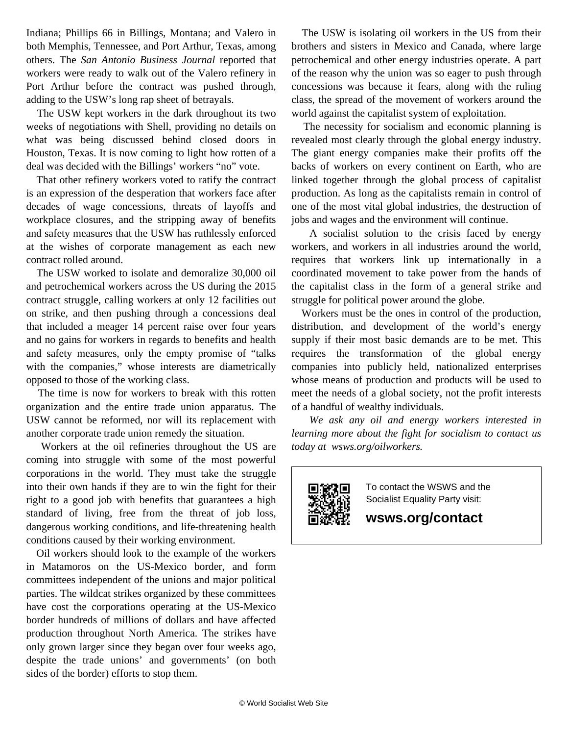Indiana; Phillips 66 in Billings, Montana; and Valero in both Memphis, Tennessee, and Port Arthur, Texas, among others. The *San Antonio Business Journal* reported that workers were ready to walk out of the Valero refinery in Port Arthur before the contract was pushed through, adding to the USW's long rap sheet of betrayals.

The USW kept workers in the dark throughout its two weeks of negotiations with Shell, providing no details on what was being discussed behind closed doors in Houston, Texas. It is now coming to light how rotten of a deal was decided with the Billings' workers "no" vote.

That other refinery workers voted to ratify the contract is an expression of the desperation that workers face after decades of wage concessions, threats of layoffs and workplace closures, and the stripping away of benefits and safety measures that the USW has ruthlessly enforced at the wishes of corporate management as each new contract rolled around.

The USW worked to isolate and demoralize 30,000 oil and petrochemical workers across the US during the 2015 contract struggle, calling workers at only 12 facilities out on strike, and then pushing through a concessions deal that included a meager 14 percent raise over four years and no gains for workers in regards to benefits and health and safety measures, only the empty promise of "talks with the companies," whose interests are diametrically opposed to those of the working class.

The time is now for workers to break with this rotten organization and the entire trade union apparatus. The USW cannot be reformed, nor will its replacement with another corporate trade union remedy the situation.

Workers at the oil refineries throughout the US are coming into struggle with some of the most powerful corporations in the world. They must take the struggle into their own hands if they are to win the fight for their right to a good job with benefits that guarantees a high standard of living, free from the threat of job loss, dangerous working conditions, and life-threatening health conditions caused by their working environment.

Oil workers should look to the example of the workers in Matamoros on the US-Mexico border, and form committees independent of the unions and major political parties. The wildcat strikes organized by these committees have cost the corporations operating at the US-Mexico border hundreds of millions of dollars and have affected production throughout North America. The strikes have only grown larger since they began over four weeks ago, despite the trade unions' and governments' (on both sides of the border) efforts to stop them.

The USW is isolating oil workers in the US from their brothers and sisters in Mexico and Canada, where large petrochemical and other energy industries operate. A part of the reason why the union was so eager to push through concessions was because it fears, along with the ruling class, the spread of the movement of workers around the world against the capitalist system of exploitation.

The necessity for socialism and economic planning is revealed most clearly through the global energy industry. The giant energy companies make their profits off the backs of workers on every continent on Earth, who are linked together through the global process of capitalist production. As long as the capitalists remain in control of one of the most vital global industries, the destruction of jobs and wages and the environment will continue.

A socialist solution to the crisis faced by energy workers, and workers in all industries around the world, requires that workers link up internationally in a coordinated movement to take power from the hands of the capitalist class in the form of a general strike and struggle for political power around the globe.

Workers must be the ones in control of the production, distribution, and development of the world's energy supply if their most basic demands are to be met. This requires the transformation of the global energy companies into publicly held, nationalized enterprises whose means of production and products will be used to meet the needs of a global society, not the profit interests of a handful of wealthy individuals.

*We ask any oil and energy workers interested in learning more about the fight for socialism to contact us today at wsws.org/oilworkers.*

To contact the WSWS and the Socialist Equality Party visit:

**wsws.org/contact**